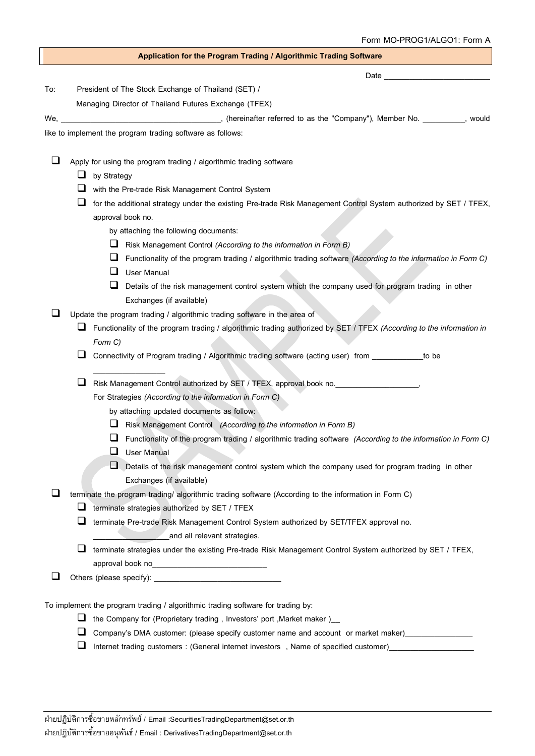Form MO-PROG1/ALGO1: Form A

## Application for the Program Trading / Algorithmic Trading Software

Date ________________________

To: President of The Stock Exchange of Thailand (SET) /

Managing Director of Thailand Futures Exchange (TFEX)

We, ____________________________________, (hereinafter referred to as the "Company"), Member No. __________, would like to implement the program trading software as follows:

- ☐ Apply for using the program trading / algorithmic trading software
  - ☐ by Strategy
  - ☐ with the Pre-trade Risk Management Control System
  - ☐ for the additional strategy under the existing Pre-trade Risk Management Control System authorized by SET / TFEX, approval book no.____________________

    by attaching the following documents:
    - ☐ Risk Management Control *(According to the information in Form B)*
    - ☐ Functionality of the program trading / algorithmic trading software *(According to the information in Form C)*
    - ☐ User Manual
    - ☐ Details of the risk management control system which the company used for program trading in other Exchanges (if available)
- ☐ Update the program trading / algorithmic trading software in the area of
  - ☐ Functionality of the program trading / algorithmic trading authorized by SET / TFEX *(According to the information in Form C)*
  - ☐ Connectivity of Program trading / Algorithmic trading software (acting user) from ____________to be ________________
  - ☐ Risk Management Control authorized by SET / TFEX, approval book no.____________________,

    For Strategies *(According to the information in Form C)*

    by attaching updated documents as follow:
    - ☐ Risk Management Control *(According to the information in Form B)*
    - ☐ Functionality of the program trading / algorithmic trading software *(According to the information in Form C)*
    - ☐ User Manual
    - ☐ Details of the risk management control system which the company used for program trading in other Exchanges (if available)
- ☐ terminate the program trading/ algorithmic trading software (According to the information in Form C)
  - ☐ terminate strategies authorized by SET / TFEX
  - ☐ terminate Pre-trade Risk Management Control System authorized by SET/TFEX approval no. __________________and all relevant strategies.
  - ☐ terminate strategies under the existing Pre-trade Risk Management Control System authorized by SET / TFEX, approval book no___________________________
- ☐ Others (please specify): ______________________________

To implement the program trading / algorithmic trading software for trading by:

- ☐ the Company for (Proprietary trading , Investors' port ,Market maker )__
- ☐ Company's DMA customer: (please specify customer name and account or market maker)________________
- ☐ Internet trading customers : (General internet investors , Name of specified customer)____________________

ฝ่ายปฏิบัติการซื้อขายหลักทรัพย์ / Email :SecuritiesTradingDepartment@set.or.th

ฝ่ายปฏิบัติการซื้อขายอนุพันธ์ / Email : DerivativesTradingDepartment@set.or.th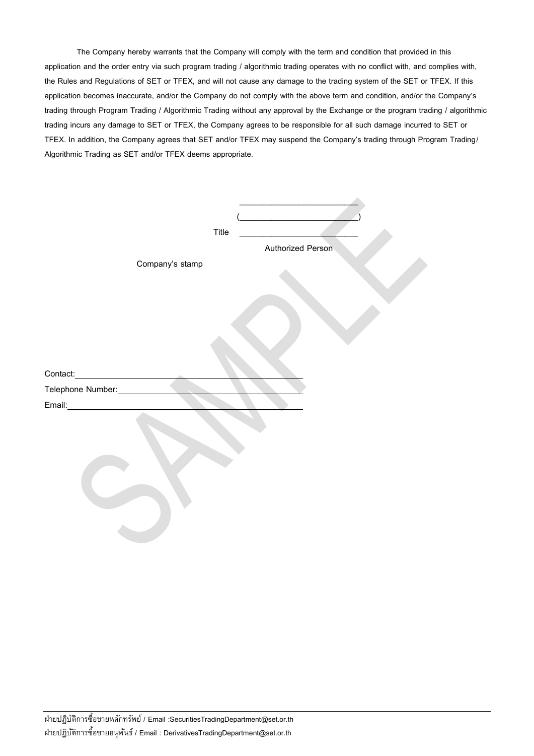The Company hereby warrants that the Company will comply with the term and condition that provided in this application and the order entry via such program trading / algorithmic trading operates with no conflict with, and complies with, the Rules and Regulations of SET or TFEX, and will not cause any damage to the trading system of the SET or TFEX. If this application becomes inaccurate, and/or the Company do not comply with the above term and condition, and/or the Company's trading through Program Trading / Algorithmic Trading without any approval by the Exchange or the program trading / algorithmic trading incurs any damage to SET or TFEX, the Company agrees to be responsible for all such damage incurred to SET or TFEX. In addition, the Company agrees that SET and/or TFEX may suspend the Company's trading through Program Trading/ Algorithmic Trading as SET and/or TFEX deems appropriate.

\_\_\_\_\_\_\_\_\_\_\_\_\_\_\_\_\_\_\_\_\_\_\_\_\_\_

(\_\_\_\_\_\_\_\_\_\_\_\_\_\_\_\_\_\_\_\_\_\_\_\_\_\_)

Title \_\_\_\_\_\_\_\_\_\_\_\_\_\_\_\_\_\_\_\_\_\_\_\_\_\_

Authorized Person

Company's stamp

Contact: \_\_\_\_\_\_\_\_\_\_\_\_\_\_\_\_\_\_\_\_\_\_\_\_\_\_\_\_\_\_\_\_\_\_\_\_\_\_\_\_

Telephone Number: \_\_\_\_\_\_\_\_\_\_\_\_\_\_\_\_\_\_\_\_\_\_\_\_\_\_\_\_\_\_\_\_

Email: \_\_\_\_\_\_\_\_\_\_\_\_\_\_\_\_\_\_\_\_\_\_\_\_\_\_\_\_\_\_\_\_\_\_\_\_\_\_\_\_\_

ฝ่ายปฏิบัติการซื้อขายหลักทรัพย์ / Email :SecuritiesTradingDepartment@set.or.th

ฝ่ายปฏิบัติการซื้อขายอนุพันธ์ / Email : DerivativesTradingDepartment@set.or.th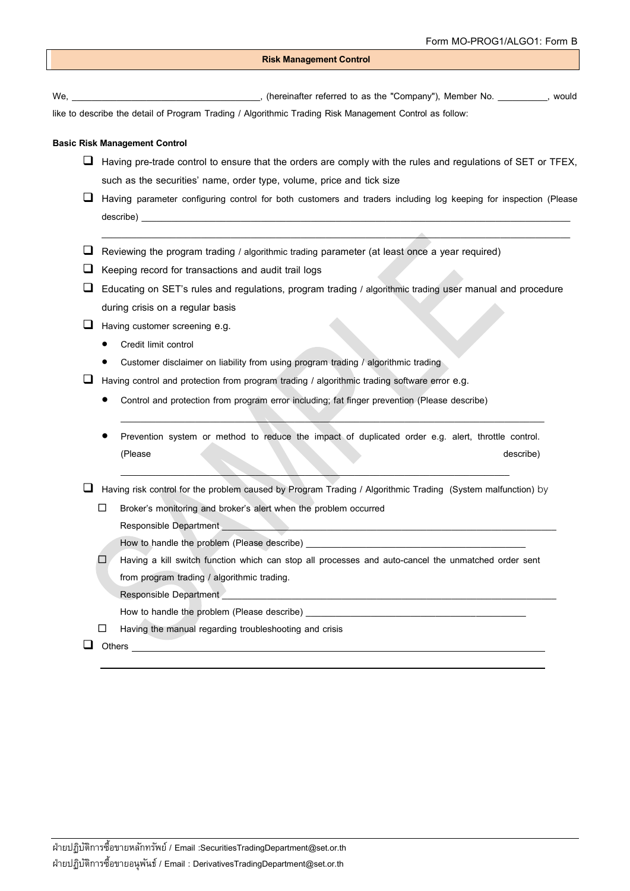Form MO-PROG1/ALGO1: Form B

**Risk Management Control**

We, ____________________________________, (hereinafter referred to as the "Company"), Member No. __________, would like to describe the detail of Program Trading / Algorithmic Trading Risk Management Control as follow:

**Basic Risk Management Control**

- ☐ Having pre-trade control to ensure that the orders are comply with the rules and regulations of SET or TFEX, such as the securities' name, order type, volume, price and tick size
- ☐ Having parameter configuring control for both customers and traders including log keeping for inspection (Please describe) ______________________________________________________________________________
  ______________________________________________________________________________
- ☐ Reviewing the program trading / algorithmic trading parameter (at least once a year required)
- ☐ Keeping record for transactions and audit trail logs
- ☐ Educating on SET's rules and regulations, program trading / algorithmic trading user manual and procedure during crisis on a regular basis
- ☐ Having customer screening e.g.
  - Credit limit control
  - Customer disclaimer on liability from using program trading / algorithmic trading
- ☐ Having control and protection from program trading / algorithmic trading software error e.g.
  - Control and protection from program error including; fat finger prevention (Please describe)
    ______________________________________________________________________________
  - Prevention system or method to reduce the impact of duplicated order e.g. alert, throttle control. (Please describe)
    ______________________________________________________________________________
- ☐ Having risk control for the problem caused by Program Trading / Algorithmic Trading (System malfunction) by
  - ☐ Broker's monitoring and broker's alert when the problem occurred
    Responsible Department ______________________________________________________________
    How to handle the problem (Please describe) ____________________________________________
  - ☐ Having a kill switch function which can stop all processes and auto-cancel the unmatched order sent from program trading / algorithmic trading.
    Responsible Department ______________________________________________________________
    How to handle the problem (Please describe) ____________________________________________
  - ☐ Having the manual regarding troubleshooting and crisis
- ☐ Others ______________________________________________________________________________
  ______________________________________________________________________________

ฝ่ายปฏิบัติการซื้อขายหลักทรัพย์ / Email :SecuritiesTradingDepartment@set.or.th

ฝ่ายปฏิบัติการซื้อขายอนุพันธ์ / Email : DerivativesTradingDepartment@set.or.th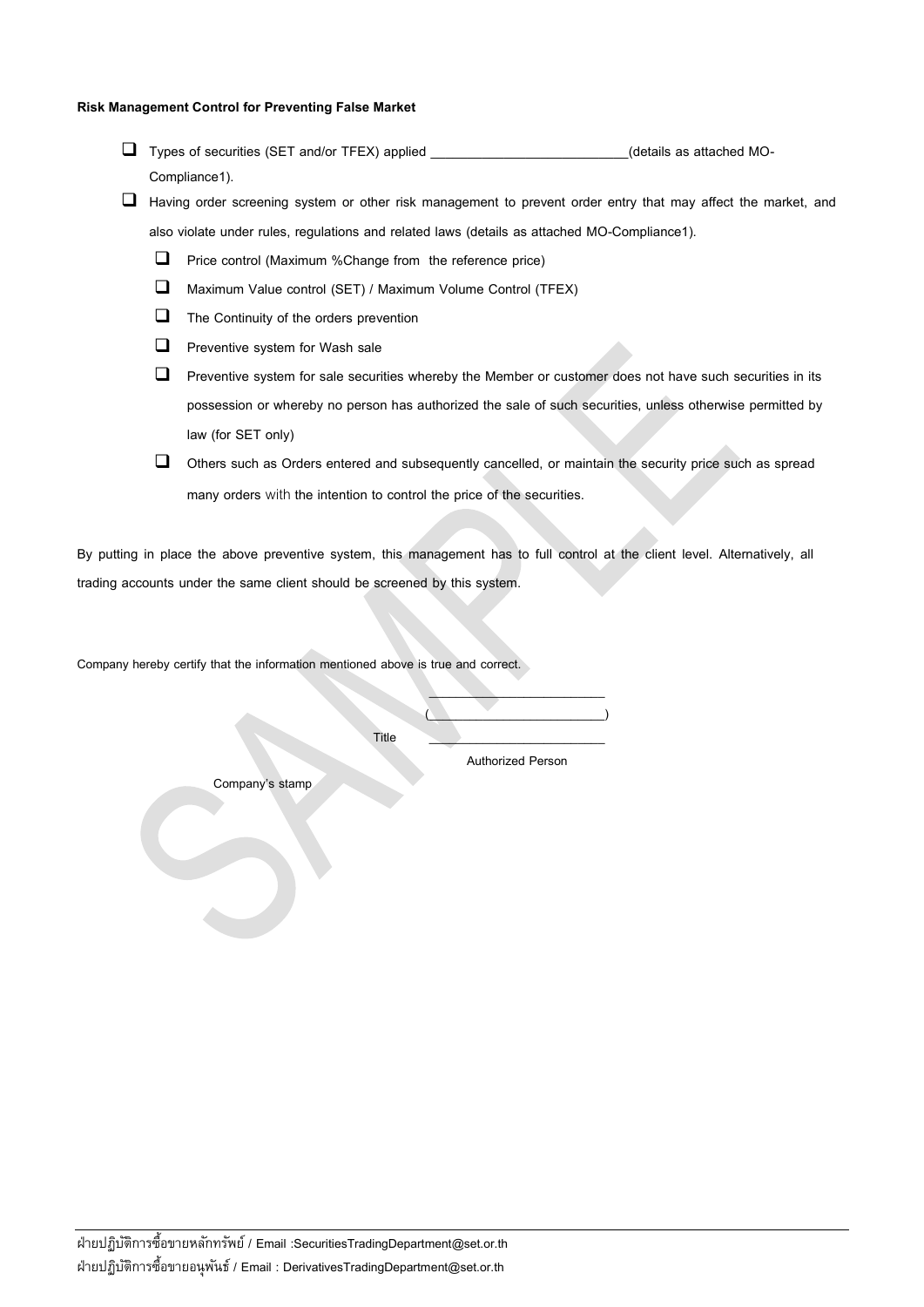**Risk Management Control for Preventing False Market**

- ☐ Types of securities (SET and/or TFEX) applied ___________________________(details as attached MO-Compliance1).
- ☐ Having order screening system or other risk management to prevent order entry that may affect the market, and also violate under rules, regulations and related laws (details as attached MO-Compliance1).
    - ☐ Price control (Maximum %Change from the reference price)
    - ☐ Maximum Value control (SET) / Maximum Volume Control (TFEX)
    - ☐ The Continuity of the orders prevention
    - ☐ Preventive system for Wash sale
    - ☐ Preventive system for sale securities whereby the Member or customer does not have such securities in its possession or whereby no person has authorized the sale of such securities, unless otherwise permitted by law (for SET only)
    - ☐ Others such as Orders entered and subsequently cancelled, or maintain the security price such as spread many orders with the intention to control the price of the securities.

By putting in place the above preventive system, this management has to full control at the client level. Alternatively, all trading accounts under the same client should be screened by this system.

Company hereby certify that the information mentioned above is true and correct.

_________________________

(_________________________)

Title _________________________

Authorized Person

Company's stamp

ฝ่ายปฏิบัติการซื้อขายหลักทรัพย์ / Email :SecuritiesTradingDepartment@set.or.th

ฝ่ายปฏิบัติการซื้อขายอนุพันธ์ / Email : DerivativesTradingDepartment@set.or.th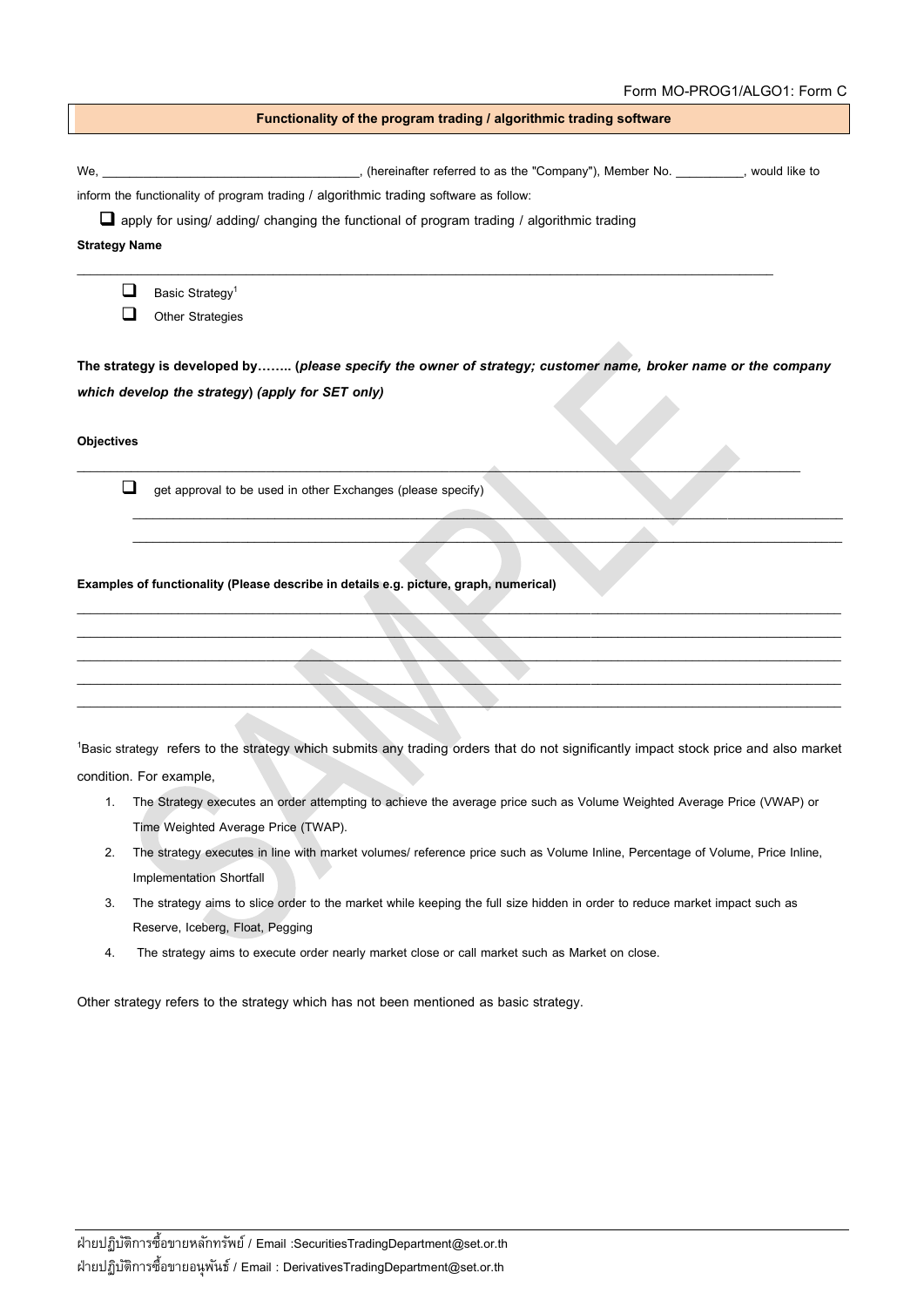Form MO-PROG1/ALGO1: Form C

## Functionality of the program trading / algorithmic trading software

We, ____________________________________, (hereinafter referred to as the "Company"), Member No. __________, would like to inform the functionality of program trading / algorithmic trading software as follow:

☐ apply for using/ adding/ changing the functional of program trading / algorithmic trading

**Strategy Name**

_______________________________________________________________________________________________

☐ Basic Strategy[1]

☐ Other Strategies

**The strategy is developed by…….. (*please specify the owner of strategy; customer name, broker name or the company which develop the strategy*) *(apply for SET only)***

**Objectives**

_______________________________________________________________________________________________

☐ get approval to be used in other Exchanges (please specify)

_______________________________________________________________________________________________

_______________________________________________________________________________________________

**Examples of functionality (Please describe in details e.g. picture, graph, numerical)**

_______________________________________________________________________________________________

_______________________________________________________________________________________________

_______________________________________________________________________________________________

_______________________________________________________________________________________________

_______________________________________________________________________________________________

[1]Basic strategy refers to the strategy which submits any trading orders that do not significantly impact stock price and also market condition. For example,

1. The Strategy executes an order attempting to achieve the average price such as Volume Weighted Average Price (VWAP) or Time Weighted Average Price (TWAP).
2. The strategy executes in line with market volumes/ reference price such as Volume Inline, Percentage of Volume, Price Inline, Implementation Shortfall
3. The strategy aims to slice order to the market while keeping the full size hidden in order to reduce market impact such as Reserve, Iceberg, Float, Pegging
4. The strategy aims to execute order nearly market close or call market such as Market on close.

Other strategy refers to the strategy which has not been mentioned as basic strategy.

ฝ่ายปฏิบัติการซื้อขายหลักทรัพย์ / Email :SecuritiesTradingDepartment@set.or.th

ฝ่ายปฏิบัติการซื้อขายอนุพันธ์ / Email : DerivativesTradingDepartment@set.or.th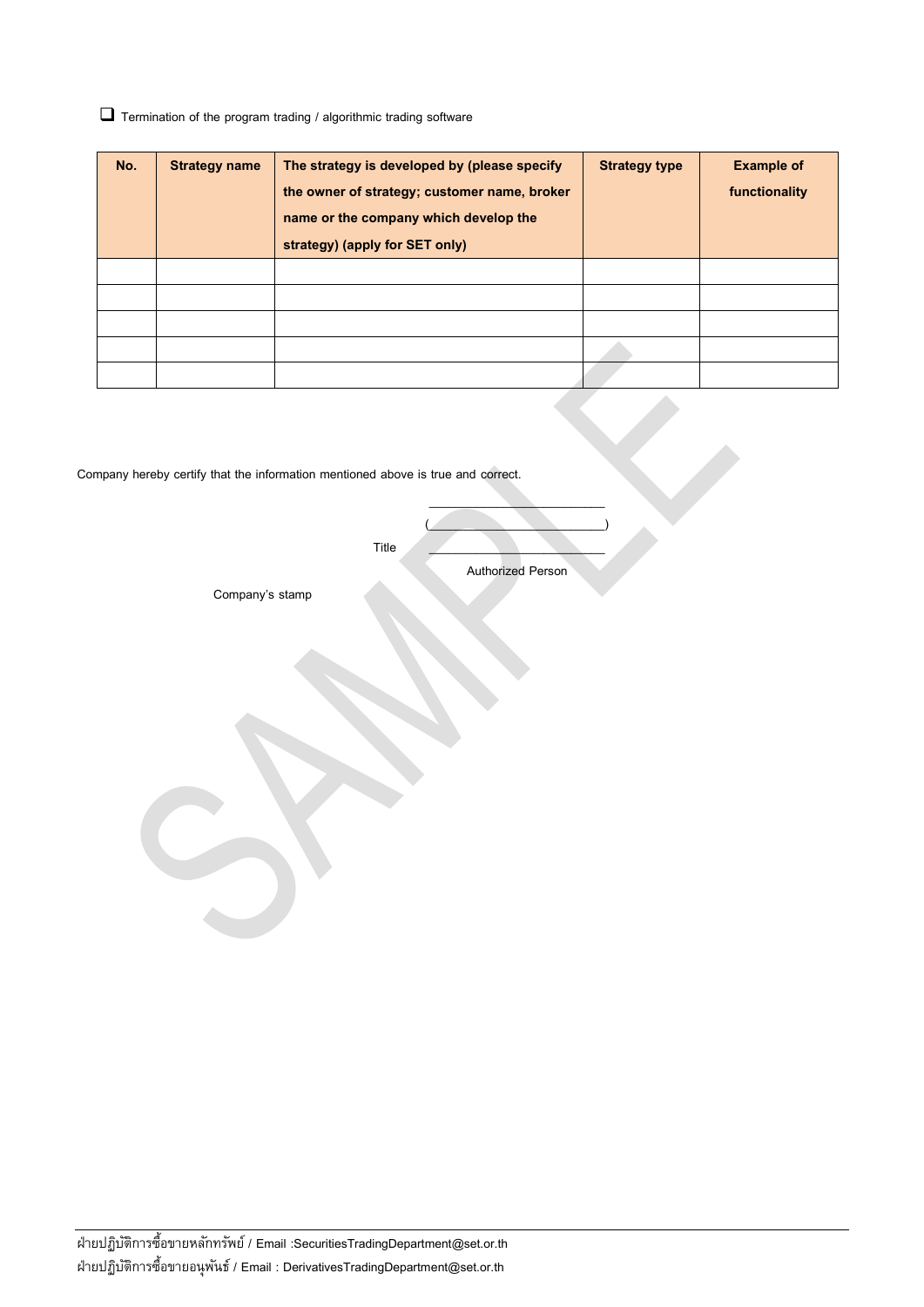☐ Termination of the program trading / algorithmic trading software

| No. | Strategy name | The strategy is developed by (please specify the owner of strategy; customer name, broker name or the company which develop the strategy) (apply for SET only) | Strategy type | Example of functionality |
|---|---|---|---|---|
| | | | | |
| | | | | |
| | | | | |
| | | | | |
| | | | | |

Company hereby certify that the information mentioned above is true and correct.

_________________________

(_________________________)

Title _________________________

Authorized Person

Company's stamp

ฝ่ายปฏิบัติการซื้อขายหลักทรัพย์ / Email :SecuritiesTradingDepartment@set.or.th

ฝ่ายปฏิบัติการซื้อขายอนุพันธ์ / Email : DerivativesTradingDepartment@set.or.th